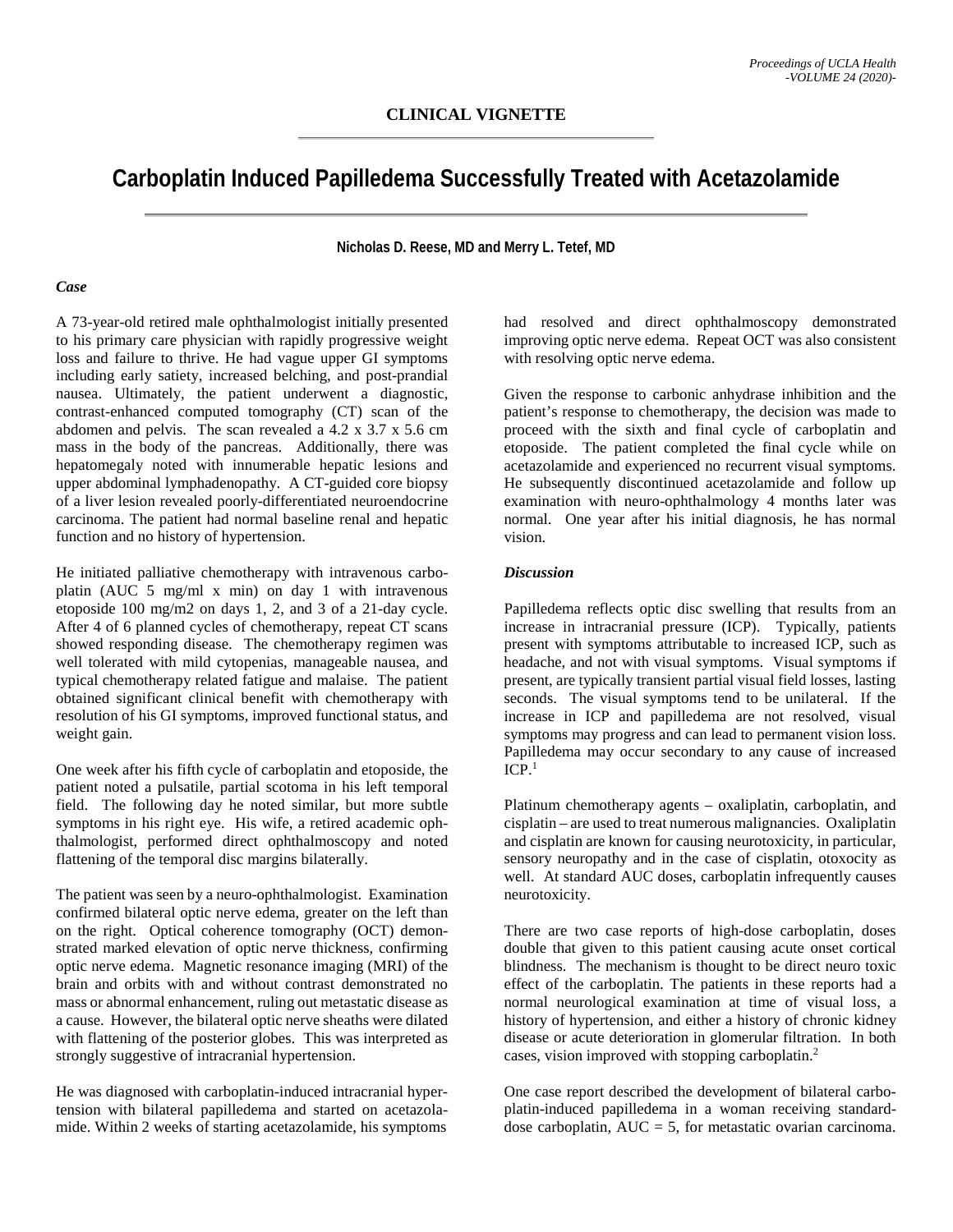CLINICAL VIGNETTE

# Carboplatin Induced Papilledema Successfully Treated with Acetazolamide

**Nicholas D. Reese, MD and Merry L. Tetef, MD**

### *Case*

A 73-year-old retired male ophthalmologist initially presented to his primary care physician with rapidly progressive weight loss and failure to thrive. He had vague upper GI symptoms including early satiety, increased belching, and post-prandial nausea. Ultimately, the patient underwent a diagnostic, contrast-enhanced computed tomography (CT) scan of the abdomen and pelvis. The scan revealed a 4.2 x 3.7 x 5.6 cm mass in the body of the pancreas. Additionally, there was hepatomegaly noted with innumerable hepatic lesions and upper abdominal lymphadenopathy. A CT-guided core biopsy of a liver lesion revealed poorly-differentiated neuroendocrine carcinoma. The patient had normal baseline renal and hepatic function and no history of hypertension.

He initiated palliative chemotherapy with intravenous carboplatin (AUC 5 mg/ml x min) on day 1 with intravenous etoposide 100 mg/m2 on days 1, 2, and 3 of a 21-day cycle. After 4 of 6 planned cycles of chemotherapy, repeat CT scans showed responding disease. The chemotherapy regimen was well tolerated with mild cytopenias, manageable nausea, and typical chemotherapy related fatigue and malaise. The patient obtained significant clinical benefit with chemotherapy with resolution of his GI symptoms, improved functional status, and weight gain.

One week after his fifth cycle of carboplatin and etoposide, the patient noted a pulsatile, partial scotoma in his left temporal field. The following day he noted similar, but more subtle symptoms in his right eye. His wife, a retired academic ophthalmologist, performed direct ophthalmoscopy and noted flattening of the temporal disc margins bilaterally.

The patient was seen by a neuro-ophthalmologist. Examination confirmed bilateral optic nerve edema, greater on the left than on the right. Optical coherence tomography (OCT) demonstrated marked elevation of optic nerve thickness, confirming optic nerve edema. Magnetic resonance imaging (MRI) of the brain and orbits with and without contrast demonstrated no mass or abnormal enhancement, ruling out metastatic disease as a cause. However, the bilateral optic nerve sheaths were dilated with flattening of the posterior globes. This was interpreted as strongly suggestive of intracranial hypertension.

He was diagnosed with carboplatin-induced intracranial hypertension with bilateral papilledema and started on acetazolamide. Within 2 weeks of starting acetazolamide, his symptoms had resolved and direct ophthalmoscopy demonstrated improving optic nerve edema. Repeat OCT was also consistent with resolving optic nerve edema.

Given the response to carbonic anhydrase inhibition and the patient's response to chemotherapy, the decision was made to proceed with the sixth and final cycle of carboplatin and etoposide. The patient completed the final cycle while on acetazolamide and experienced no recurrent visual symptoms. He subsequently discontinued acetazolamide and follow up examination with neuro-ophthalmology 4 months later was normal. One year after his initial diagnosis, he has normal vision.

### *Discussion*

Papilledema reflects optic disc swelling that results from an increase in intracranial pressure (ICP). Typically, patients present with symptoms attributable to increased ICP, such as headache, and not with visual symptoms. Visual symptoms if present, are typically transient partial visual field losses, lasting seconds. The visual symptoms tend to be unilateral. If the increase in ICP and papilledema are not resolved, visual symptoms may progress and can lead to permanent vision loss. Papilledema may occur secondary to any cause of increased ICP.[1]

Platinum chemotherapy agents – oxaliplatin, carboplatin, and cisplatin – are used to treat numerous malignancies. Oxaliplatin and cisplatin are known for causing neurotoxicity, in particular, sensory neuropathy and in the case of cisplatin, otoxocity as well. At standard AUC doses, carboplatin infrequently causes neurotoxicity.

There are two case reports of high-dose carboplatin, doses double that given to this patient causing acute onset cortical blindness. The mechanism is thought to be direct neuro toxic effect of the carboplatin. The patients in these reports had a normal neurological examination at time of visual loss, a history of hypertension, and either a history of chronic kidney disease or acute deterioration in glomerular filtration. In both cases, vision improved with stopping carboplatin.[2]

One case report described the development of bilateral carboplatin-induced papilledema in a woman receiving standard-dose carboplatin, AUC = 5, for metastatic ovarian carcinoma.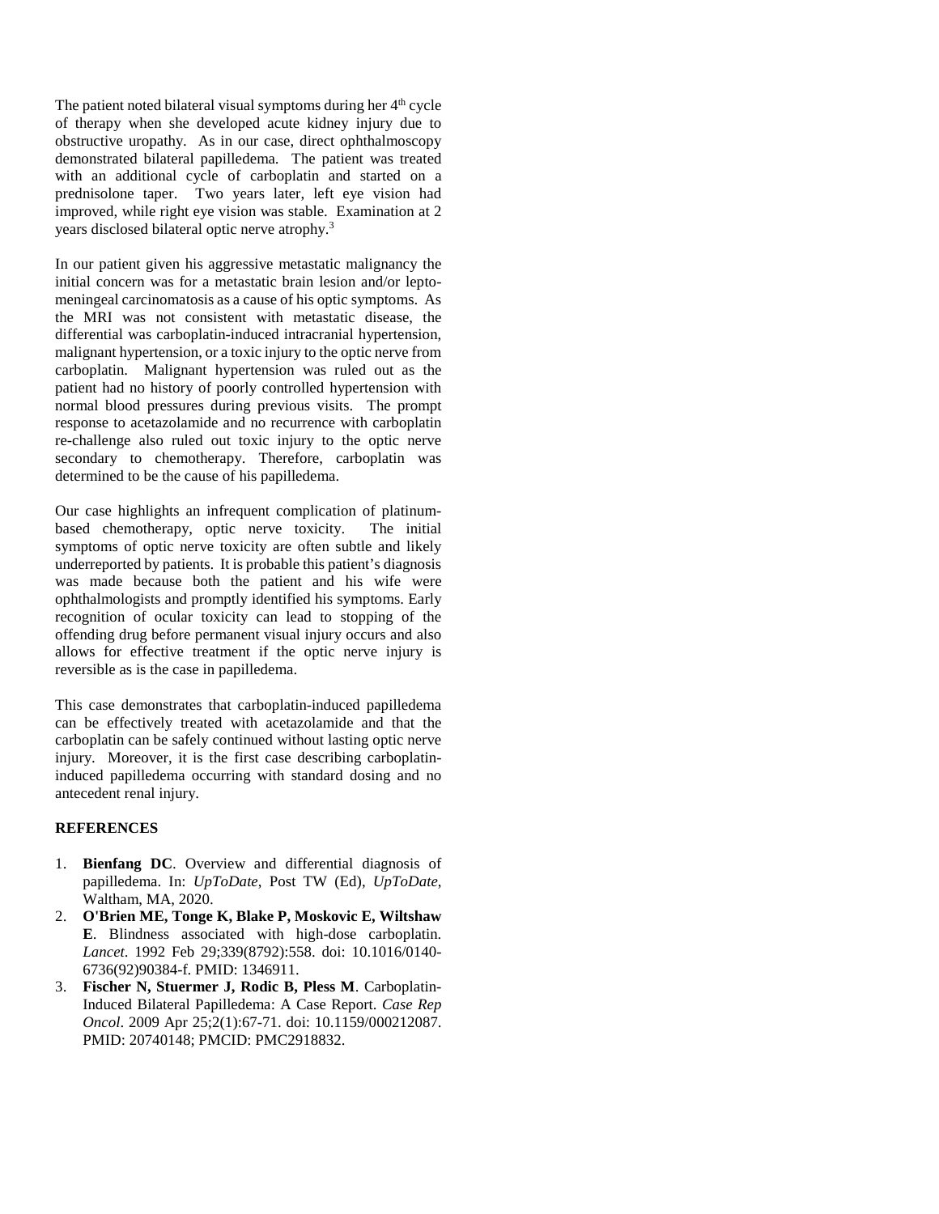The patient noted bilateral visual symptoms during her 4th cycle of therapy when she developed acute kidney injury due to obstructive uropathy. As in our case, direct ophthalmoscopy demonstrated bilateral papilledema. The patient was treated with an additional cycle of carboplatin and started on a prednisolone taper. Two years later, left eye vision had improved, while right eye vision was stable. Examination at 2 years disclosed bilateral optic nerve atrophy.[3]

In our patient given his aggressive metastatic malignancy the initial concern was for a metastatic brain lesion and/or lepto-meningeal carcinomatosis as a cause of his optic symptoms. As the MRI was not consistent with metastatic disease, the differential was carboplatin-induced intracranial hypertension, malignant hypertension, or a toxic injury to the optic nerve from carboplatin. Malignant hypertension was ruled out as the patient had no history of poorly controlled hypertension with normal blood pressures during previous visits. The prompt response to acetazolamide and no recurrence with carboplatin re-challenge also ruled out toxic injury to the optic nerve secondary to chemotherapy. Therefore, carboplatin was determined to be the cause of his papilledema.

Our case highlights an infrequent complication of platinum-based chemotherapy, optic nerve toxicity. The initial symptoms of optic nerve toxicity are often subtle and likely underreported by patients. It is probable this patient's diagnosis was made because both the patient and his wife were ophthalmologists and promptly identified his symptoms. Early recognition of ocular toxicity can lead to stopping of the offending drug before permanent visual injury occurs and also allows for effective treatment if the optic nerve injury is reversible as is the case in papilledema.

This case demonstrates that carboplatin-induced papilledema can be effectively treated with acetazolamide and that the carboplatin can be safely continued without lasting optic nerve injury. Moreover, it is the first case describing carboplatin-induced papilledema occurring with standard dosing and no antecedent renal injury.

## REFERENCES

1. **Bienfang DC**. Overview and differential diagnosis of papilledema. In: *UpToDate*, Post TW (Ed), *UpToDate*, Waltham, MA, 2020.
2. **O'Brien ME, Tonge K, Blake P, Moskovic E, Wiltshaw E**. Blindness associated with high-dose carboplatin. *Lancet*. 1992 Feb 29;339(8792):558. doi: 10.1016/0140-6736(92)90384-f. PMID: 1346911.
3. **Fischer N, Stuermer J, Rodic B, Pless M**. Carboplatin-Induced Bilateral Papilledema: A Case Report. *Case Rep Oncol*. 2009 Apr 25;2(1):67-71. doi: 10.1159/000212087. PMID: 20740148; PMCID: PMC2918832.